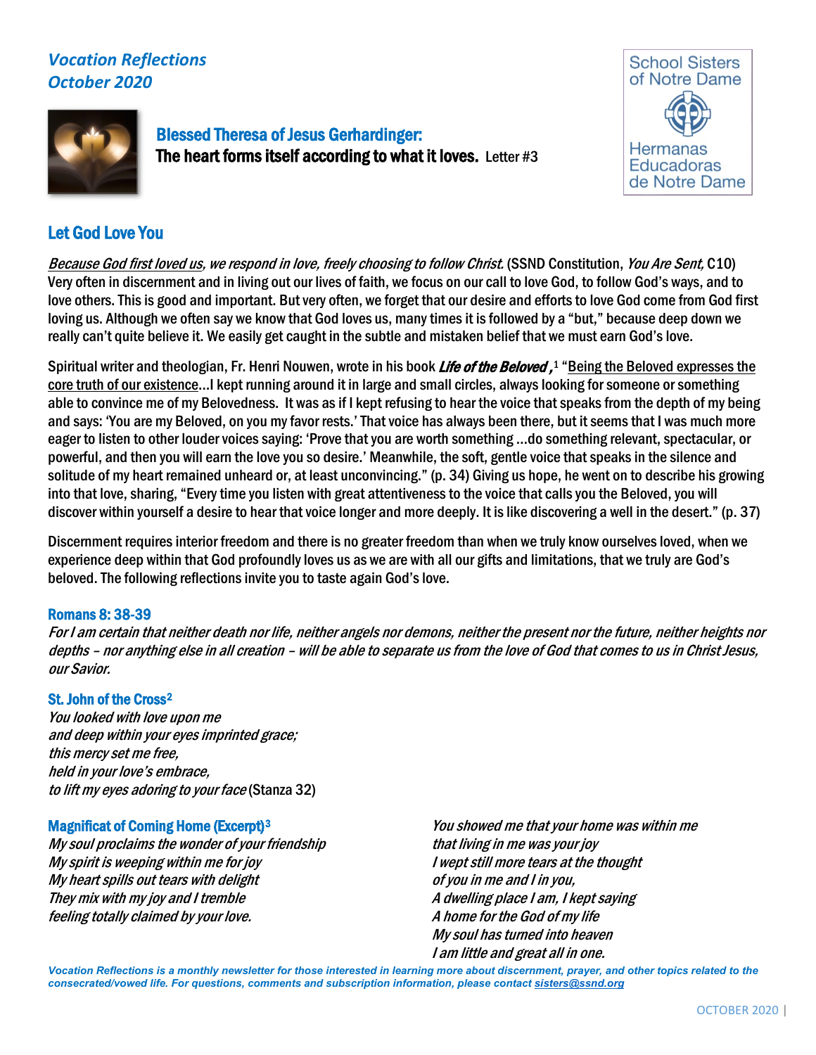*Vocation Reflections*
*October 2020*

School Sisters of Notre Dame
Hermanas Educadoras de Notre Dame

## Blessed Theresa of Jesus Gerhardinger:
**The heart forms itself according to what it loves.** Letter #3

## Let God Love You

*Because God first loved us, we respond in love, freely choosing to follow Christ.* (SSND Constitution, *You Are Sent,* C10) Very often in discernment and in living out our lives of faith, we focus on our call to love God, to follow God's ways, and to love others. This is good and important. But very often, we forget that our desire and efforts to love God come from God first loving us. Although we often say we know that God loves us, many times it is followed by a "but," because deep down we really can't quite believe it. We easily get caught in the subtle and mistaken belief that we must earn God's love.

Spiritual writer and theologian, Fr. Henri Nouwen, wrote in his book ***Life of the Beloved***,[1] "Being the Beloved expresses the core truth of our existence...I kept running around it in large and small circles, always looking for someone or something able to convince me of my Belovedness. It was as if I kept refusing to hear the voice that speaks from the depth of my being and says: 'You are my Beloved, on you my favor rests.' That voice has always been there, but it seems that I was much more eager to listen to other louder voices saying: 'Prove that you are worth something ...do something relevant, spectacular, or powerful, and then you will earn the love you so desire.' Meanwhile, the soft, gentle voice that speaks in the silence and solitude of my heart remained unheard or, at least unconvincing." (p. 34) Giving us hope, he went on to describe his growing into that love, sharing, "Every time you listen with great attentiveness to the voice that calls you the Beloved, you will discover within yourself a desire to hear that voice longer and more deeply. It is like discovering a well in the desert." (p. 37)

Discernment requires interior freedom and there is no greater freedom than when we truly know ourselves loved, when we experience deep within that God profoundly loves us as we are with all our gifts and limitations, that we truly are God's beloved. The following reflections invite you to taste again God's love.

### Romans 8: 38-39

*For I am certain that neither death nor life, neither angels nor demons, neither the present nor the future, neither heights nor depths – nor anything else in all creation – will be able to separate us from the love of God that comes to us in Christ Jesus, our Savior.*

### St. John of the Cross[2]

*You looked with love upon me*
*and deep within your eyes imprinted grace;*
*this mercy set me free,*
*held in your love's embrace,*
*to lift my eyes adoring to your face* (Stanza 32)

### Magnificat of Coming Home (Excerpt)[3]

*My soul proclaims the wonder of your friendship*
*My spirit is weeping within me for joy*
*My heart spills out tears with delight*
*They mix with my joy and I tremble*
*feeling totally claimed by your love.*

*You showed me that your home was within me*
*that living in me was your joy*
*I wept still more tears at the thought*
*of you in me and I in you,*
*A dwelling place I am, I kept saying*
*A home for the God of my life*
*My soul has turned into heaven*
*I am little and great all in one.*

*Vocation Reflections is a monthly newsletter for those interested in learning more about discernment, prayer, and other topics related to the consecrated/vowed life. For questions, comments and subscription information, please contact sisters@ssnd.org*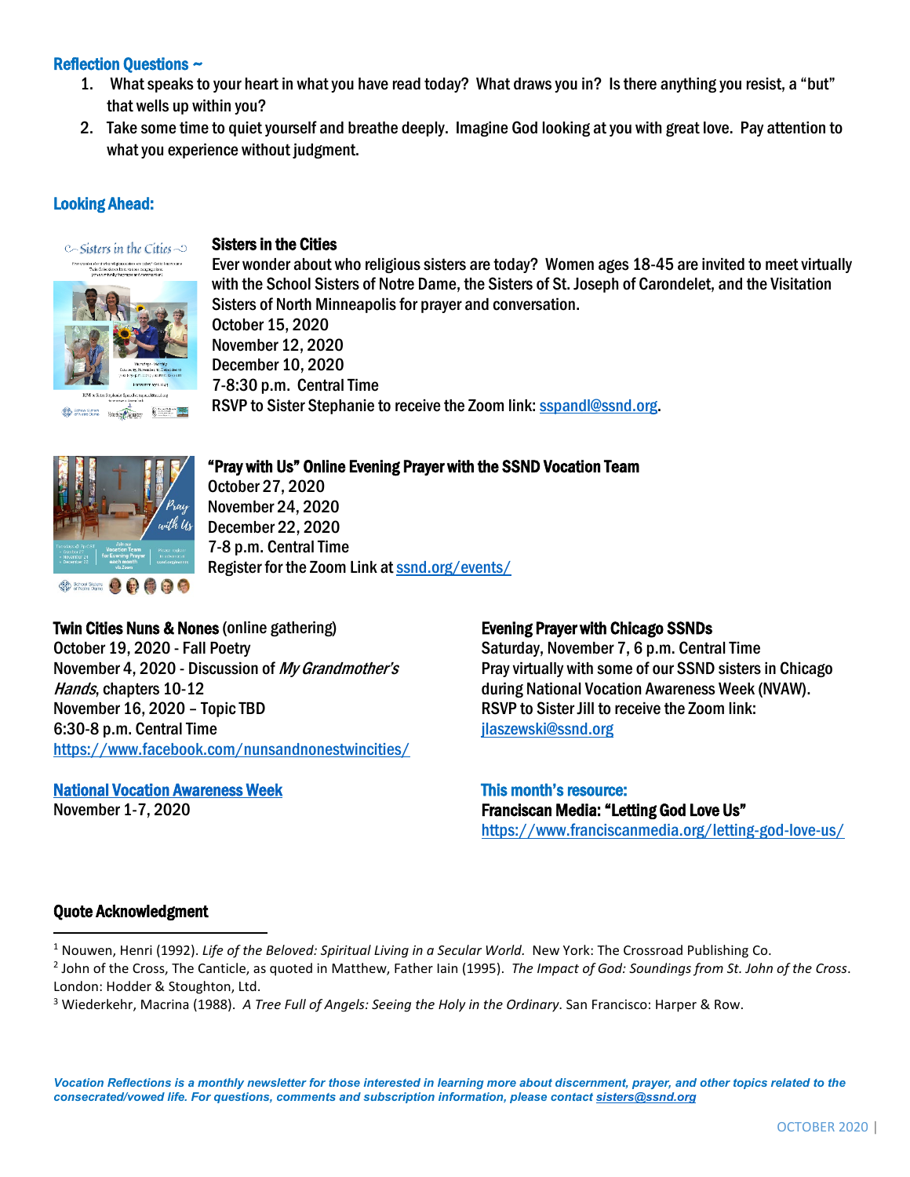### Reflection Questions ~

1. What speaks to your heart in what you have read today? What draws you in? Is there anything you resist, a "but" that wells up within you?
2. Take some time to quiet yourself and breathe deeply. Imagine God looking at you with great love. Pay attention to what you experience without judgment.

### Looking Ahead:

**Sisters in the Cities**
Ever wonder about who religious sisters are today? Women ages 18-45 are invited to meet virtually with the School Sisters of Notre Dame, the Sisters of St. Joseph of Carondelet, and the Visitation Sisters of North Minneapolis for prayer and conversation.
October 15, 2020
November 12, 2020
December 10, 2020
7-8:30 p.m. Central Time
RSVP to Sister Stephanie to receive the Zoom link: sspandl@ssnd.org.

**"Pray with Us" Online Evening Prayer with the SSND Vocation Team**
October 27, 2020
November 24, 2020
December 22, 2020
7-8 p.m. Central Time
Register for the Zoom Link at ssnd.org/events/

**Twin Cities Nuns & Nones** (online gathering)
October 19, 2020 - Fall Poetry
November 4, 2020 - Discussion of *My Grandmother's Hands*, chapters 10-12
November 16, 2020 – Topic TBD
6:30-8 p.m. Central Time
https://www.facebook.com/nunsandnonestwincities/

**National Vocation Awareness Week**
November 1-7, 2020

**Evening Prayer with Chicago SSNDs**
Saturday, November 7, 6 p.m. Central Time
Pray virtually with some of our SSND sisters in Chicago during National Vocation Awareness Week (NVAW).
RSVP to Sister Jill to receive the Zoom link:
jlaszewski@ssnd.org

**This month's resource:**
**Franciscan Media: "Letting God Love Us"**
https://www.franciscanmedia.org/letting-god-love-us/

### Quote Acknowledgment

[1] Nouwen, Henri (1992). *Life of the Beloved: Spiritual Living in a Secular World.* New York: The Crossroad Publishing Co.

[2] John of the Cross, The Canticle, as quoted in Matthew, Father Iain (1995). *The Impact of God: Soundings from St. John of the Cross*. London: Hodder & Stoughton, Ltd.

[3] Wiederkehr, Macrina (1988). *A Tree Full of Angels: Seeing the Holy in the Ordinary*. San Francisco: Harper & Row.

***Vocation Reflections is a monthly newsletter for those interested in learning more about discernment, prayer, and other topics related to the consecrated/vowed life. For questions, comments and subscription information, please contact sisters@ssnd.org***